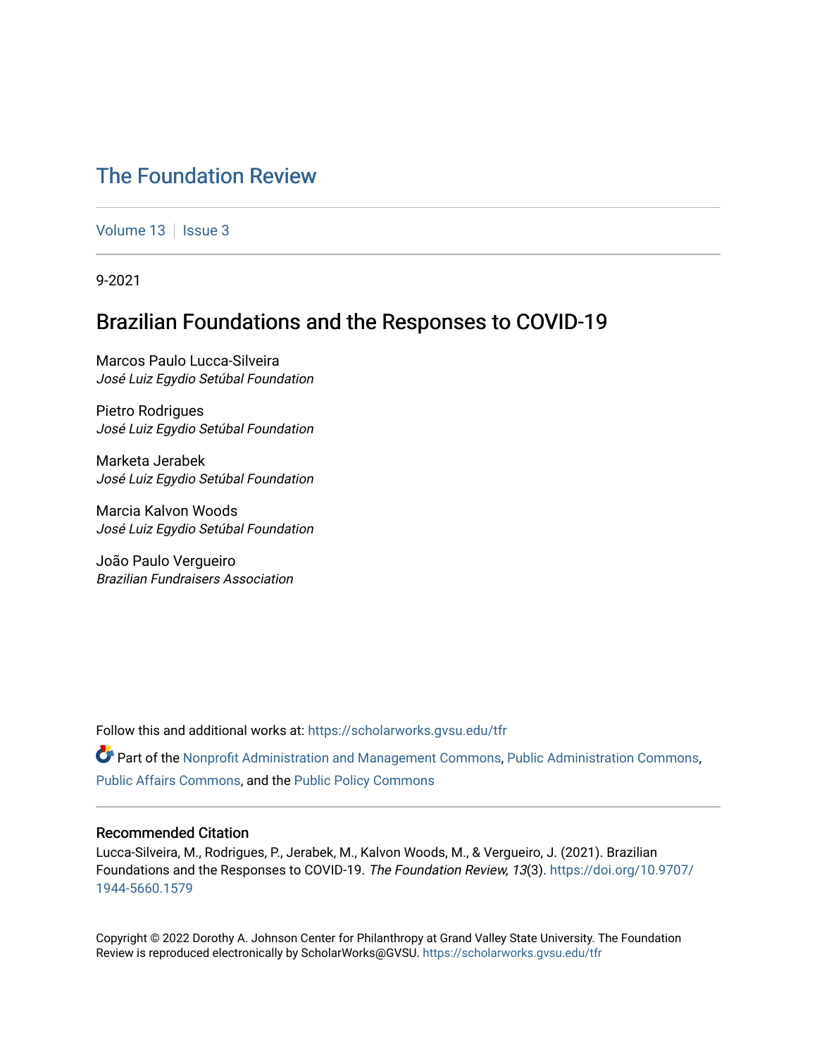# The Foundation Review

Volume 13 | Issue 3

9-2021

## Brazilian Foundations and the Responses to COVID-19

Marcos Paulo Lucca-Silveira
*José Luiz Egydio Setúbal Foundation*

Pietro Rodrigues
*José Luiz Egydio Setúbal Foundation*

Marketa Jerabek
*José Luiz Egydio Setúbal Foundation*

Marcia Kalvon Woods
*José Luiz Egydio Setúbal Foundation*

João Paulo Vergueiro
*Brazilian Fundraisers Association*

Follow this and additional works at: https://scholarworks.gvsu.edu/tfr

Part of the Nonprofit Administration and Management Commons, Public Administration Commons, Public Affairs Commons, and the Public Policy Commons

### Recommended Citation

Lucca-Silveira, M., Rodrigues, P., Jerabek, M., Kalvon Woods, M., & Vergueiro, J. (2021). Brazilian Foundations and the Responses to COVID-19. *The Foundation Review, 13*(3). https://doi.org/10.9707/1944-5660.1579

Copyright © 2022 Dorothy A. Johnson Center for Philanthropy at Grand Valley State University. The Foundation Review is reproduced electronically by ScholarWorks@GVSU. https://scholarworks.gvsu.edu/tfr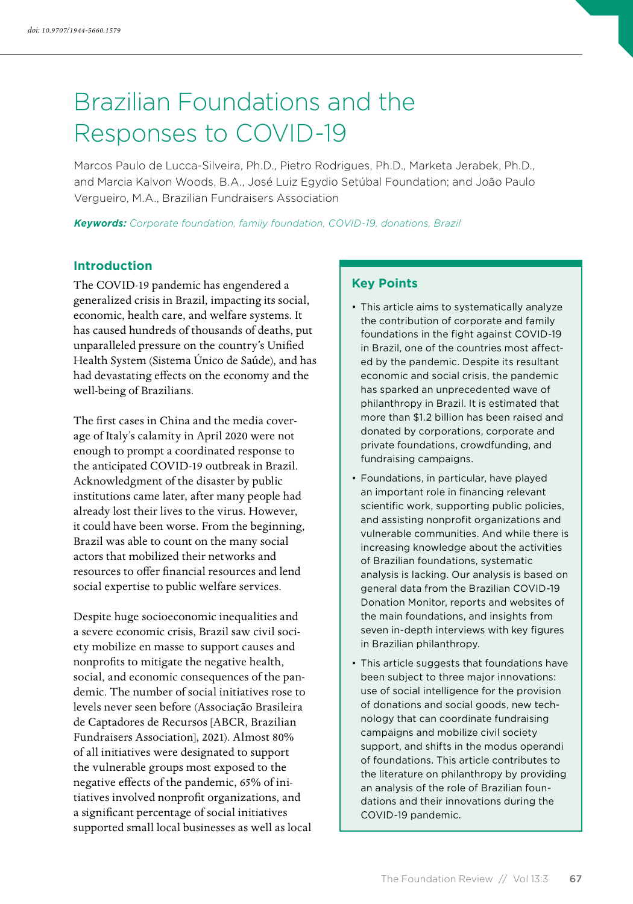doi: 10.9707/1944-5660.1579

# Brazilian Foundations and the Responses to COVID-19

Marcos Paulo de Lucca-Silveira, Ph.D., Pietro Rodrigues, Ph.D., Marketa Jerabek, Ph.D., and Marcia Kalvon Woods, B.A., José Luiz Egydio Setúbal Foundation; and João Paulo Vergueiro, M.A., Brazilian Fundraisers Association

***Keywords:*** *Corporate foundation, family foundation, COVID-19, donations, Brazil*

## Key Points

- This article aims to systematically analyze the contribution of corporate and family foundations in the fight against COVID-19 in Brazil, one of the countries most affected by the pandemic. Despite its resultant economic and social crisis, the pandemic has sparked an unprecedented wave of philanthropy in Brazil. It is estimated that more than $1.2 billion has been raised and donated by corporations, corporate and private foundations, crowdfunding, and fundraising campaigns.
- Foundations, in particular, have played an important role in financing relevant scientific work, supporting public policies, and assisting nonprofit organizations and vulnerable communities. And while there is increasing knowledge about the activities of Brazilian foundations, systematic analysis is lacking. Our analysis is based on general data from the Brazilian COVID-19 Donation Monitor, reports and websites of the main foundations, and insights from seven in-depth interviews with key figures in Brazilian philanthropy.
- This article suggests that foundations have been subject to three major innovations: use of social intelligence for the provision of donations and social goods, new technology that can coordinate fundraising campaigns and mobilize civil society support, and shifts in the modus operandi of foundations. This article contributes to the literature on philanthropy by providing an analysis of the role of Brazilian foundations and their innovations during the COVID-19 pandemic.

## Introduction

The COVID-19 pandemic has engendered a generalized crisis in Brazil, impacting its social, economic, health care, and welfare systems. It has caused hundreds of thousands of deaths, put unparalleled pressure on the country's Unified Health System (Sistema Único de Saúde), and has had devastating effects on the economy and the well-being of Brazilians.

The first cases in China and the media coverage of Italy's calamity in April 2020 were not enough to prompt a coordinated response to the anticipated COVID-19 outbreak in Brazil. Acknowledgment of the disaster by public institutions came later, after many people had already lost their lives to the virus. However, it could have been worse. From the beginning, Brazil was able to count on the many social actors that mobilized their networks and resources to offer financial resources and lend social expertise to public welfare services.

Despite huge socioeconomic inequalities and a severe economic crisis, Brazil saw civil society mobilize en masse to support causes and nonprofits to mitigate the negative health, social, and economic consequences of the pandemic. The number of social initiatives rose to levels never seen before (Associação Brasileira de Captadores de Recursos [ABCR, Brazilian Fundraisers Association], 2021). Almost 80% of all initiatives were designated to support the vulnerable groups most exposed to the negative effects of the pandemic, 65% of initiatives involved nonprofit organizations, and a significant percentage of social initiatives supported small local businesses as well as local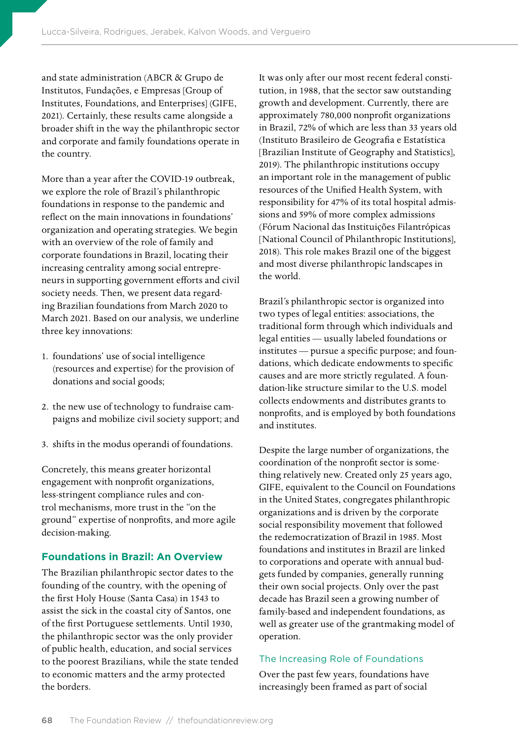and state administration (ABCR & Grupo de Institutos, Fundações, e Empresas [Group of Institutes, Foundations, and Enterprises] (GIFE, 2021). Certainly, these results came alongside a broader shift in the way the philanthropic sector and corporate and family foundations operate in the country.

More than a year after the COVID-19 outbreak, we explore the role of Brazil's philanthropic foundations in response to the pandemic and reflect on the main innovations in foundations' organization and operating strategies. We begin with an overview of the role of family and corporate foundations in Brazil, locating their increasing centrality among social entrepreneurs in supporting government efforts and civil society needs. Then, we present data regarding Brazilian foundations from March 2020 to March 2021. Based on our analysis, we underline three key innovations:

1. foundations' use of social intelligence (resources and expertise) for the provision of donations and social goods;
2. the new use of technology to fundraise campaigns and mobilize civil society support; and
3. shifts in the modus operandi of foundations.

Concretely, this means greater horizontal engagement with nonprofit organizations, less-stringent compliance rules and control mechanisms, more trust in the "on the ground" expertise of nonprofits, and more agile decision-making.

## Foundations in Brazil: An Overview

The Brazilian philanthropic sector dates to the founding of the country, with the opening of the first Holy House (Santa Casa) in 1543 to assist the sick in the coastal city of Santos, one of the first Portuguese settlements. Until 1930, the philanthropic sector was the only provider of public health, education, and social services to the poorest Brazilians, while the state tended to economic matters and the army protected the borders.

It was only after our most recent federal constitution, in 1988, that the sector saw outstanding growth and development. Currently, there are approximately 780,000 nonprofit organizations in Brazil, 72% of which are less than 33 years old (Instituto Brasileiro de Geografia e Estatística [Brazilian Institute of Geography and Statistics], 2019). The philanthropic institutions occupy an important role in the management of public resources of the Unified Health System, with responsibility for 47% of its total hospital admissions and 59% of more complex admissions (Fórum Nacional das Instituições Filantrópicas [National Council of Philanthropic Institutions], 2018). This role makes Brazil one of the biggest and most diverse philanthropic landscapes in the world.

Brazil's philanthropic sector is organized into two types of legal entities: associations, the traditional form through which individuals and legal entities — usually labeled foundations or institutes — pursue a specific purpose; and foundations, which dedicate endowments to specific causes and are more strictly regulated. A foundation-like structure similar to the U.S. model collects endowments and distributes grants to nonprofits, and is employed by both foundations and institutes.

Despite the large number of organizations, the coordination of the nonprofit sector is something relatively new. Created only 25 years ago, GIFE, equivalent to the Council on Foundations in the United States, congregates philanthropic organizations and is driven by the corporate social responsibility movement that followed the redemocratization of Brazil in 1985. Most foundations and institutes in Brazil are linked to corporations and operate with annual budgets funded by companies, generally running their own social projects. Only over the past decade has Brazil seen a growing number of family-based and independent foundations, as well as greater use of the grantmaking model of operation.

### The Increasing Role of Foundations

Over the past few years, foundations have increasingly been framed as part of social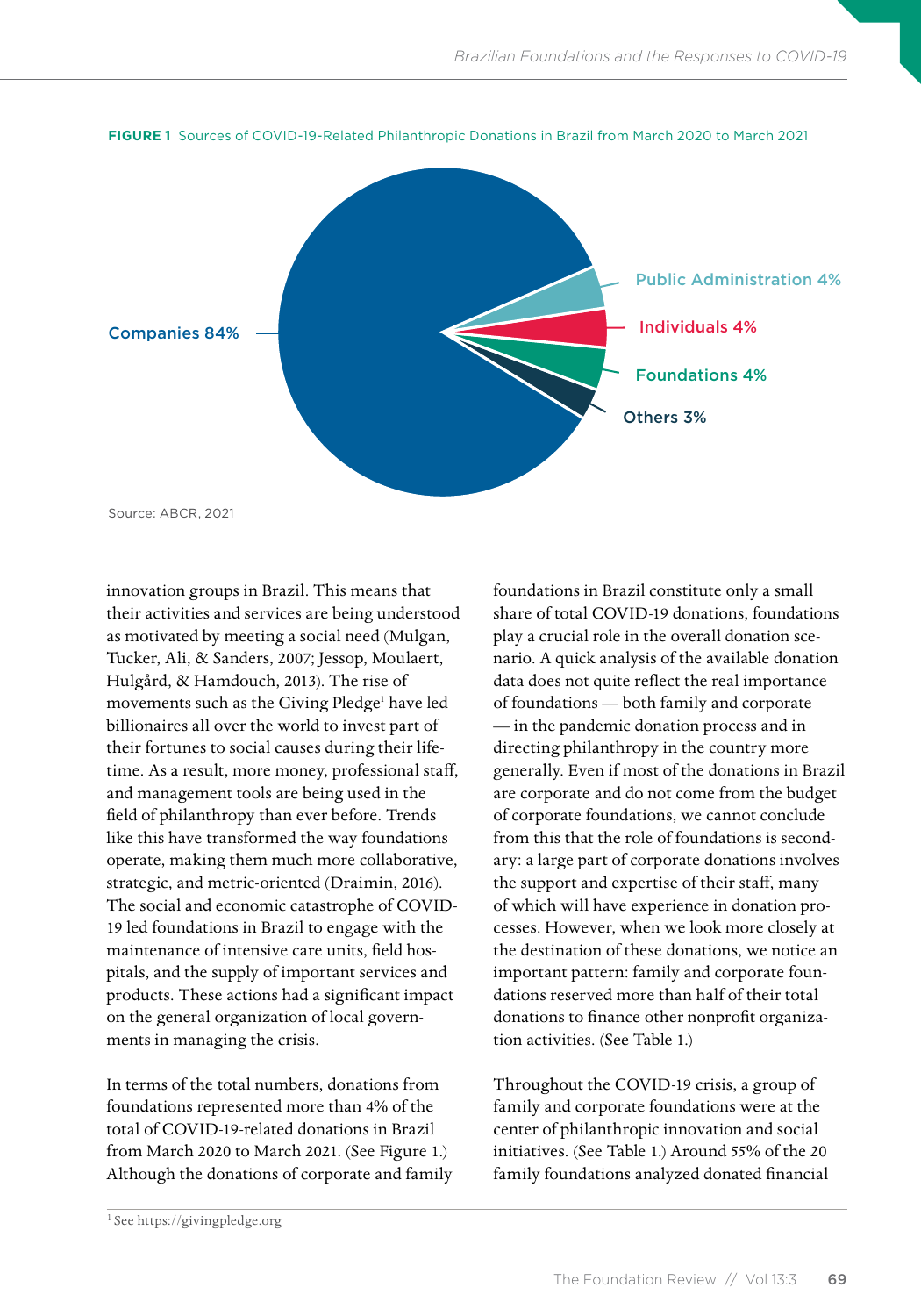**FIGURE 1** Sources of COVID-19-Related Philanthropic Donations in Brazil from March 2020 to March 2021

Companies 84%

Public Administration 4%

Individuals 4%

Foundations 4%

Others 3%

Source: ABCR, 2021

innovation groups in Brazil. This means that their activities and services are being understood as motivated by meeting a social need (Mulgan, Tucker, Ali, & Sanders, 2007; Jessop, Moulaert, Hulgård, & Hamdouch, 2013). The rise of movements such as the Giving Pledge[1] have led billionaires all over the world to invest part of their fortunes to social causes during their lifetime. As a result, more money, professional staff, and management tools are being used in the field of philanthropy than ever before. Trends like this have transformed the way foundations operate, making them much more collaborative, strategic, and metric-oriented (Draimin, 2016). The social and economic catastrophe of COVID-19 led foundations in Brazil to engage with the maintenance of intensive care units, field hospitals, and the supply of important services and products. These actions had a significant impact on the general organization of local governments in managing the crisis.

In terms of the total numbers, donations from foundations represented more than 4% of the total of COVID-19-related donations in Brazil from March 2020 to March 2021. (See Figure 1.) Although the donations of corporate and family foundations in Brazil constitute only a small share of total COVID-19 donations, foundations play a crucial role in the overall donation scenario. A quick analysis of the available donation data does not quite reflect the real importance of foundations — both family and corporate — in the pandemic donation process and in directing philanthropy in the country more generally. Even if most of the donations in Brazil are corporate and do not come from the budget of corporate foundations, we cannot conclude from this that the role of foundations is secondary: a large part of corporate donations involves the support and expertise of their staff, many of which will have experience in donation processes. However, when we look more closely at the destination of these donations, we notice an important pattern: family and corporate foundations reserved more than half of their total donations to finance other nonprofit organization activities. (See Table 1.)

Throughout the COVID-19 crisis, a group of family and corporate foundations were at the center of philanthropic innovation and social initiatives. (See Table 1.) Around 55% of the 20 family foundations analyzed donated financial

[1] See https://givingpledge.org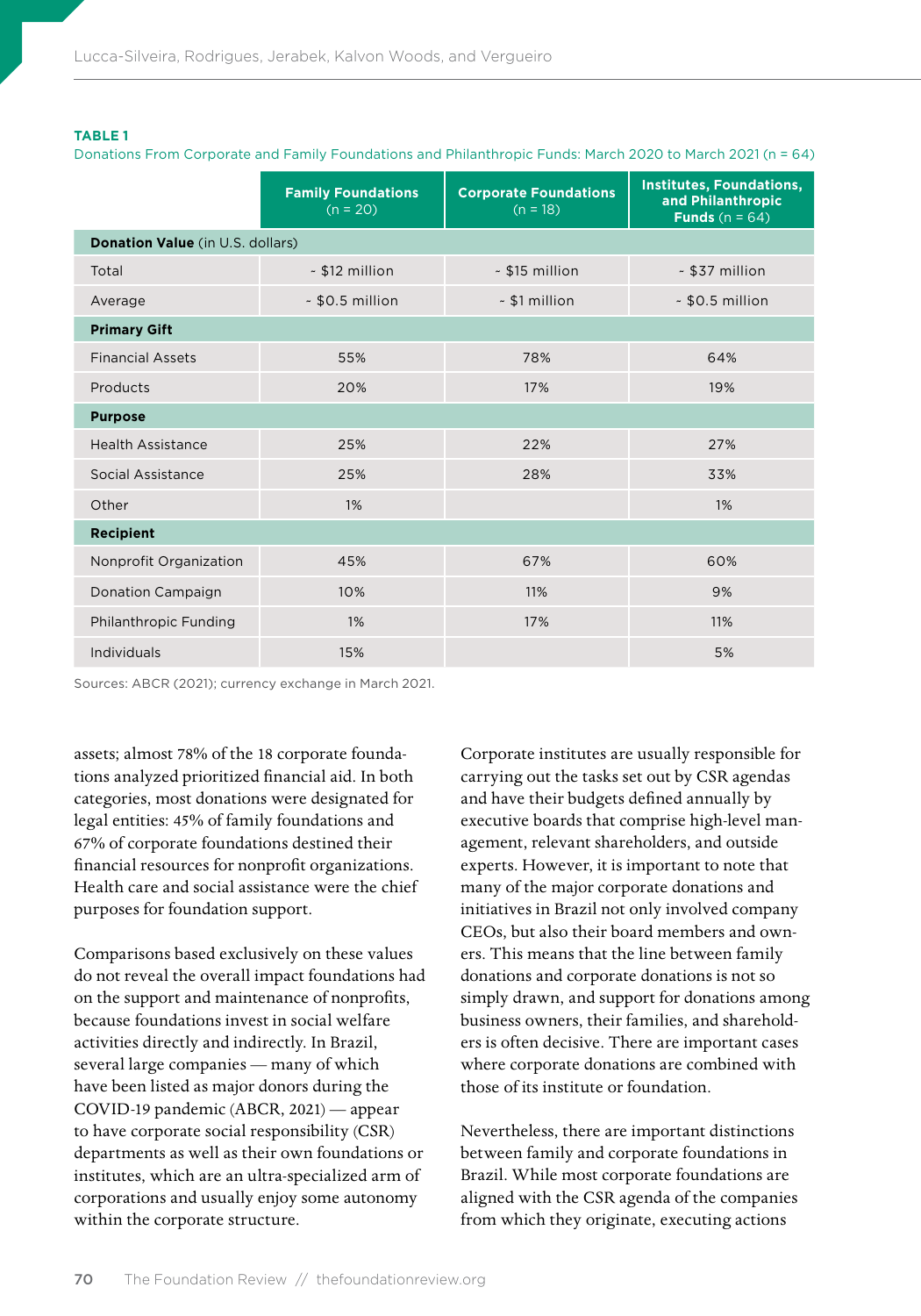**TABLE 1**
Donations From Corporate and Family Foundations and Philanthropic Funds: March 2020 to March 2021 (n = 64)

| | **Family Foundations** (n = 20) | **Corporate Foundations** (n = 18) | **Institutes, Foundations, and Philanthropic Funds** (n = 64) |
|---|---|---|---|
| **Donation Value** (in U.S. dollars) | | | |
| Total | ~ $12 million | ~ $15 million | ~ $37 million |
| Average | ~ $0.5 million | ~ $1 million | ~ $0.5 million |
| **Primary Gift** | | | |
| Financial Assets | 55% | 78% | 64% |
| Products | 20% | 17% | 19% |
| **Purpose** | | | |
| Health Assistance | 25% | 22% | 27% |
| Social Assistance | 25% | 28% | 33% |
| Other | 1% | | 1% |
| **Recipient** | | | |
| Nonprofit Organization | 45% | 67% | 60% |
| Donation Campaign | 10% | 11% | 9% |
| Philanthropic Funding | 1% | 17% | 11% |
| Individuals | 15% | | 5% |

Sources: ABCR (2021); currency exchange in March 2021.

assets; almost 78% of the 18 corporate foundations analyzed prioritized financial aid. In both categories, most donations were designated for legal entities: 45% of family foundations and 67% of corporate foundations destined their financial resources for nonprofit organizations. Health care and social assistance were the chief purposes for foundation support.

Comparisons based exclusively on these values do not reveal the overall impact foundations had on the support and maintenance of nonprofits, because foundations invest in social welfare activities directly and indirectly. In Brazil, several large companies — many of which have been listed as major donors during the COVID-19 pandemic (ABCR, 2021) — appear to have corporate social responsibility (CSR) departments as well as their own foundations or institutes, which are an ultra-specialized arm of corporations and usually enjoy some autonomy within the corporate structure.

Corporate institutes are usually responsible for carrying out the tasks set out by CSR agendas and have their budgets defined annually by executive boards that comprise high-level management, relevant shareholders, and outside experts. However, it is important to note that many of the major corporate donations and initiatives in Brazil not only involved company CEOs, but also their board members and owners. This means that the line between family donations and corporate donations is not so simply drawn, and support for donations among business owners, their families, and shareholders is often decisive. There are important cases where corporate donations are combined with those of its institute or foundation.

Nevertheless, there are important distinctions between family and corporate foundations in Brazil. While most corporate foundations are aligned with the CSR agenda of the companies from which they originate, executing actions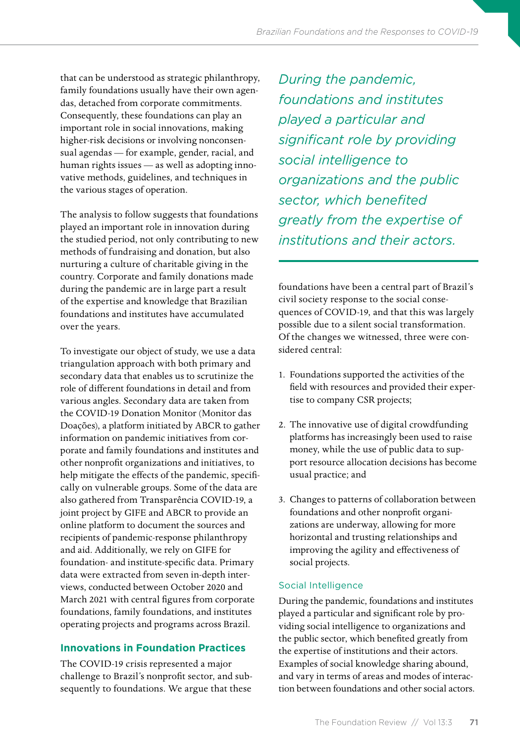that can be understood as strategic philanthropy, family foundations usually have their own agendas, detached from corporate commitments. Consequently, these foundations can play an important role in social innovations, making higher-risk decisions or involving nonconsensual agendas — for example, gender, racial, and human rights issues — as well as adopting innovative methods, guidelines, and techniques in the various stages of operation.

The analysis to follow suggests that foundations played an important role in innovation during the studied period, not only contributing to new methods of fundraising and donation, but also nurturing a culture of charitable giving in the country. Corporate and family donations made during the pandemic are in large part a result of the expertise and knowledge that Brazilian foundations and institutes have accumulated over the years.

To investigate our object of study, we use a data triangulation approach with both primary and secondary data that enables us to scrutinize the role of different foundations in detail and from various angles. Secondary data are taken from the COVID-19 Donation Monitor (Monitor das Doações), a platform initiated by ABCR to gather information on pandemic initiatives from corporate and family foundations and institutes and other nonprofit organizations and initiatives, to help mitigate the effects of the pandemic, specifically on vulnerable groups. Some of the data are also gathered from Transparência COVID-19, a joint project by GIFE and ABCR to provide an online platform to document the sources and recipients of pandemic-response philanthropy and aid. Additionally, we rely on GIFE for foundation- and institute-specific data. Primary data were extracted from seven in-depth interviews, conducted between October 2020 and March 2021 with central figures from corporate foundations, family foundations, and institutes operating projects and programs across Brazil.

## Innovations in Foundation Practices

The COVID-19 crisis represented a major challenge to Brazil's nonprofit sector, and subsequently to foundations. We argue that these foundations have been a central part of Brazil's civil society response to the social consequences of COVID-19, and that this was largely possible due to a silent social transformation. Of the changes we witnessed, three were considered central:

*During the pandemic, foundations and institutes played a particular and significant role by providing social intelligence to organizations and the public sector, which benefited greatly from the expertise of institutions and their actors.*

1. Foundations supported the activities of the field with resources and provided their expertise to company CSR projects;
2. The innovative use of digital crowdfunding platforms has increasingly been used to raise money, while the use of public data to support resource allocation decisions has become usual practice; and
3. Changes to patterns of collaboration between foundations and other nonprofit organizations are underway, allowing for more horizontal and trusting relationships and improving the agility and effectiveness of social projects.

### Social Intelligence

During the pandemic, foundations and institutes played a particular and significant role by providing social intelligence to organizations and the public sector, which benefited greatly from the expertise of institutions and their actors. Examples of social knowledge sharing abound, and vary in terms of areas and modes of interaction between foundations and other social actors.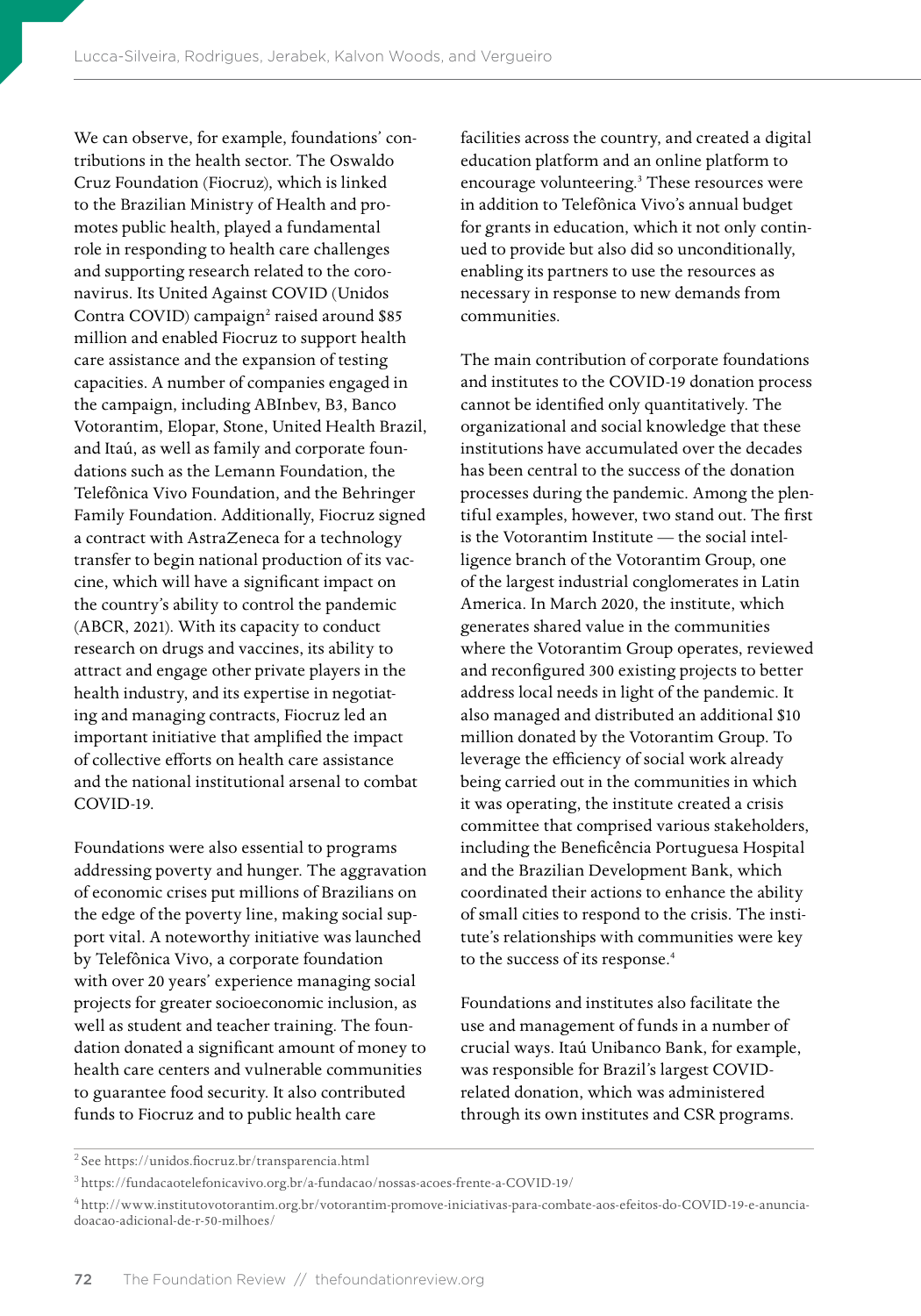We can observe, for example, foundations' contributions in the health sector. The Oswaldo Cruz Foundation (Fiocruz), which is linked to the Brazilian Ministry of Health and promotes public health, played a fundamental role in responding to health care challenges and supporting research related to the coronavirus. Its United Against COVID (Unidos Contra COVID) campaign[2] raised around $85 million and enabled Fiocruz to support health care assistance and the expansion of testing capacities. A number of companies engaged in the campaign, including ABInbev, B3, Banco Votorantim, Elopar, Stone, United Health Brazil, and Itaú, as well as family and corporate foundations such as the Lemann Foundation, the Telefônica Vivo Foundation, and the Behringer Family Foundation. Additionally, Fiocruz signed a contract with AstraZeneca for a technology transfer to begin national production of its vaccine, which will have a significant impact on the country's ability to control the pandemic (ABCR, 2021). With its capacity to conduct research on drugs and vaccines, its ability to attract and engage other private players in the health industry, and its expertise in negotiating and managing contracts, Fiocruz led an important initiative that amplified the impact of collective efforts on health care assistance and the national institutional arsenal to combat COVID-19.

Foundations were also essential to programs addressing poverty and hunger. The aggravation of economic crises put millions of Brazilians on the edge of the poverty line, making social support vital. A noteworthy initiative was launched by Telefônica Vivo, a corporate foundation with over 20 years' experience managing social projects for greater socioeconomic inclusion, as well as student and teacher training. The foundation donated a significant amount of money to health care centers and vulnerable communities to guarantee food security. It also contributed funds to Fiocruz and to public health care facilities across the country, and created a digital education platform and an online platform to encourage volunteering.[3] These resources were in addition to Telefônica Vivo's annual budget for grants in education, which it not only continued to provide but also did so unconditionally, enabling its partners to use the resources as necessary in response to new demands from communities.

The main contribution of corporate foundations and institutes to the COVID-19 donation process cannot be identified only quantitatively. The organizational and social knowledge that these institutions have accumulated over the decades has been central to the success of the donation processes during the pandemic. Among the plentiful examples, however, two stand out. The first is the Votorantim Institute — the social intelligence branch of the Votorantim Group, one of the largest industrial conglomerates in Latin America. In March 2020, the institute, which generates shared value in the communities where the Votorantim Group operates, reviewed and reconfigured 300 existing projects to better address local needs in light of the pandemic. It also managed and distributed an additional $10 million donated by the Votorantim Group. To leverage the efficiency of social work already being carried out in the communities in which it was operating, the institute created a crisis committee that comprised various stakeholders, including the Beneficência Portuguesa Hospital and the Brazilian Development Bank, which coordinated their actions to enhance the ability of small cities to respond to the crisis. The institute's relationships with communities were key to the success of its response.[4]

Foundations and institutes also facilitate the use and management of funds in a number of crucial ways. Itaú Unibanco Bank, for example, was responsible for Brazil's largest COVID-related donation, which was administered through its own institutes and CSR programs.

---

[2] See https://unidos.fiocruz.br/transparencia.html

[3] https://fundacaotelefonicavivo.org.br/a-fundacao/nossas-acoes-frente-a-COVID-19/

[4] http://www.institutovotorantim.org.br/votorantim-promove-iniciativas-para-combate-aos-efeitos-do-COVID-19-e-anuncia-doacao-adicional-de-r-50-milhoes/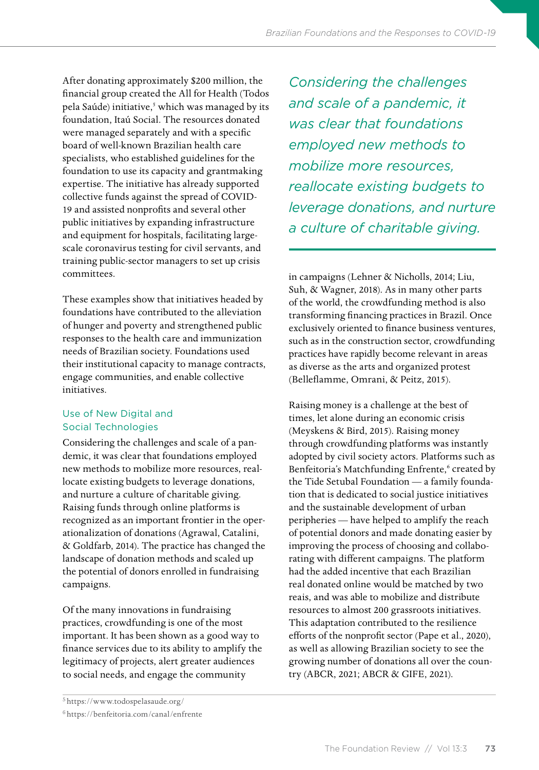After donating approximately $200 million, the financial group created the All for Health (Todos pela Saúde) initiative,[5] which was managed by its foundation, Itaú Social. The resources donated were managed separately and with a specific board of well-known Brazilian health care specialists, who established guidelines for the foundation to use its capacity and grantmaking expertise. The initiative has already supported collective funds against the spread of COVID-19 and assisted nonprofits and several other public initiatives by expanding infrastructure and equipment for hospitals, facilitating large-scale coronavirus testing for civil servants, and training public-sector managers to set up crisis committees.

These examples show that initiatives headed by foundations have contributed to the alleviation of hunger and poverty and strengthened public responses to the health care and immunization needs of Brazilian society. Foundations used their institutional capacity to manage contracts, engage communities, and enable collective initiatives.

## Use of New Digital and Social Technologies

Considering the challenges and scale of a pandemic, it was clear that foundations employed new methods to mobilize more resources, reallocate existing budgets to leverage donations, and nurture a culture of charitable giving. Raising funds through online platforms is recognized as an important frontier in the operationalization of donations (Agrawal, Catalini, & Goldfarb, 2014). The practice has changed the landscape of donation methods and scaled up the potential of donors enrolled in fundraising campaigns.

> *Considering the challenges and scale of a pandemic, it was clear that foundations employed new methods to mobilize more resources, reallocate existing budgets to leverage donations, and nurture a culture of charitable giving.*

Of the many innovations in fundraising practices, crowdfunding is one of the most important. It has been shown as a good way to finance services due to its ability to amplify the legitimacy of projects, alert greater audiences to social needs, and engage the community in campaigns (Lehner & Nicholls, 2014; Liu, Suh, & Wagner, 2018). As in many other parts of the world, the crowdfunding method is also transforming financing practices in Brazil. Once exclusively oriented to finance business ventures, such as in the construction sector, crowdfunding practices have rapidly become relevant in areas as diverse as the arts and organized protest (Belleflamme, Omrani, & Peitz, 2015).

Raising money is a challenge at the best of times, let alone during an economic crisis (Meyskens & Bird, 2015). Raising money through crowdfunding platforms was instantly adopted by civil society actors. Platforms such as Benfeitoria's Matchfunding Enfrente,[6] created by the Tide Setubal Foundation — a family foundation that is dedicated to social justice initiatives and the sustainable development of urban peripheries — have helped to amplify the reach of potential donors and made donating easier by improving the process of choosing and collaborating with different campaigns. The platform had the added incentive that each Brazilian real donated online would be matched by two reais, and was able to mobilize and distribute resources to almost 200 grassroots initiatives. This adaptation contributed to the resilience efforts of the nonprofit sector (Pape et al., 2020), as well as allowing Brazilian society to see the growing number of donations all over the country (ABCR, 2021; ABCR & GIFE, 2021).

---

[5] https://www.todospelasaude.org/

[6] https://benfeitoria.com/canal/enfrente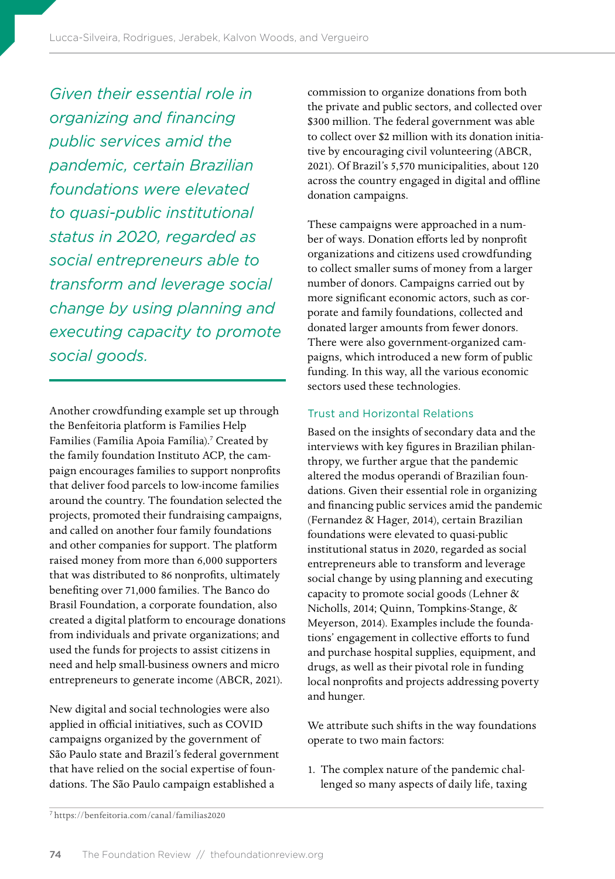*Given their essential role in organizing and financing public services amid the pandemic, certain Brazilian foundations were elevated to quasi-public institutional status in 2020, regarded as social entrepreneurs able to transform and leverage social change by using planning and executing capacity to promote social goods.*

Another crowdfunding example set up through the Benfeitoria platform is Families Help Families (Família Apoia Família).[7] Created by the family foundation Instituto ACP, the campaign encourages families to support nonprofits that deliver food parcels to low-income families around the country. The foundation selected the projects, promoted their fundraising campaigns, and called on another four family foundations and other companies for support. The platform raised money from more than 6,000 supporters that was distributed to 86 nonprofits, ultimately benefiting over 71,000 families. The Banco do Brasil Foundation, a corporate foundation, also created a digital platform to encourage donations from individuals and private organizations; and used the funds for projects to assist citizens in need and help small-business owners and micro entrepreneurs to generate income (ABCR, 2021).

New digital and social technologies were also applied in official initiatives, such as COVID campaigns organized by the government of São Paulo state and Brazil's federal government that have relied on the social expertise of foundations. The São Paulo campaign established a commission to organize donations from both the private and public sectors, and collected over $300 million. The federal government was able to collect over $2 million with its donation initiative by encouraging civil volunteering (ABCR, 2021). Of Brazil's 5,570 municipalities, about 120 across the country engaged in digital and offline donation campaigns.

These campaigns were approached in a number of ways. Donation efforts led by nonprofit organizations and citizens used crowdfunding to collect smaller sums of money from a larger number of donors. Campaigns carried out by more significant economic actors, such as corporate and family foundations, collected and donated larger amounts from fewer donors. There were also government-organized campaigns, which introduced a new form of public funding. In this way, all the various economic sectors used these technologies.

## Trust and Horizontal Relations

Based on the insights of secondary data and the interviews with key figures in Brazilian philanthropy, we further argue that the pandemic altered the modus operandi of Brazilian foundations. Given their essential role in organizing and financing public services amid the pandemic (Fernandez & Hager, 2014), certain Brazilian foundations were elevated to quasi-public institutional status in 2020, regarded as social entrepreneurs able to transform and leverage social change by using planning and executing capacity to promote social goods (Lehner & Nicholls, 2014; Quinn, Tompkins-Stange, & Meyerson, 2014). Examples include the foundations' engagement in collective efforts to fund and purchase hospital supplies, equipment, and drugs, as well as their pivotal role in funding local nonprofits and projects addressing poverty and hunger.

We attribute such shifts in the way foundations operate to two main factors:

1. The complex nature of the pandemic challenged so many aspects of daily life, taxing

[7] https://benfeitoria.com/canal/familias2020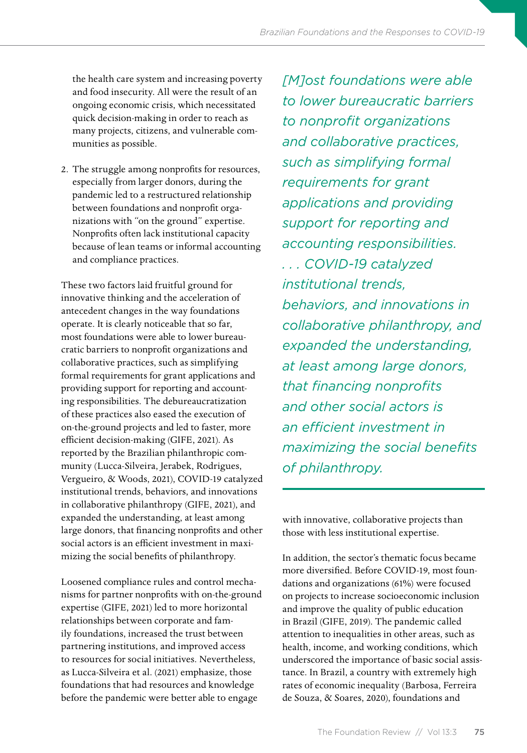the health care system and increasing poverty and food insecurity. All were the result of an ongoing economic crisis, which necessitated quick decision-making in order to reach as many projects, citizens, and vulnerable communities as possible.

2. The struggle among nonprofits for resources, especially from larger donors, during the pandemic led to a restructured relationship between foundations and nonprofit organizations with "on the ground" expertise. Nonprofits often lack institutional capacity because of lean teams or informal accounting and compliance practices.

These two factors laid fruitful ground for innovative thinking and the acceleration of antecedent changes in the way foundations operate. It is clearly noticeable that so far, most foundations were able to lower bureaucratic barriers to nonprofit organizations and collaborative practices, such as simplifying formal requirements for grant applications and providing support for reporting and accounting responsibilities. The debureaucratization of these practices also eased the execution of on-the-ground projects and led to faster, more efficient decision-making (GIFE, 2021). As reported by the Brazilian philanthropic community (Lucca-Silveira, Jerabek, Rodrigues, Vergueiro, & Woods, 2021), COVID-19 catalyzed institutional trends, behaviors, and innovations in collaborative philanthropy (GIFE, 2021), and expanded the understanding, at least among large donors, that financing nonprofits and other social actors is an efficient investment in maximizing the social benefits of philanthropy.

Loosened compliance rules and control mechanisms for partner nonprofits with on-the-ground expertise (GIFE, 2021) led to more horizontal relationships between corporate and family foundations, increased the trust between partnering institutions, and improved access to resources for social initiatives. Nevertheless, as Lucca-Silveira et al. (2021) emphasize, those foundations that had resources and knowledge before the pandemic were better able to engage with innovative, collaborative projects than those with less institutional expertise.

*[M]ost foundations were able to lower bureaucratic barriers to nonprofit organizations and collaborative practices, such as simplifying formal requirements for grant applications and providing support for reporting and accounting responsibilities. . . . COVID-19 catalyzed institutional trends, behaviors, and innovations in collaborative philanthropy, and expanded the understanding, at least among large donors, that financing nonprofits and other social actors is an efficient investment in maximizing the social benefits of philanthropy.*

In addition, the sector's thematic focus became more diversified. Before COVID-19, most foundations and organizations (61%) were focused on projects to increase socioeconomic inclusion and improve the quality of public education in Brazil (GIFE, 2019). The pandemic called attention to inequalities in other areas, such as health, income, and working conditions, which underscored the importance of basic social assistance. In Brazil, a country with extremely high rates of economic inequality (Barbosa, Ferreira de Souza, & Soares, 2020), foundations and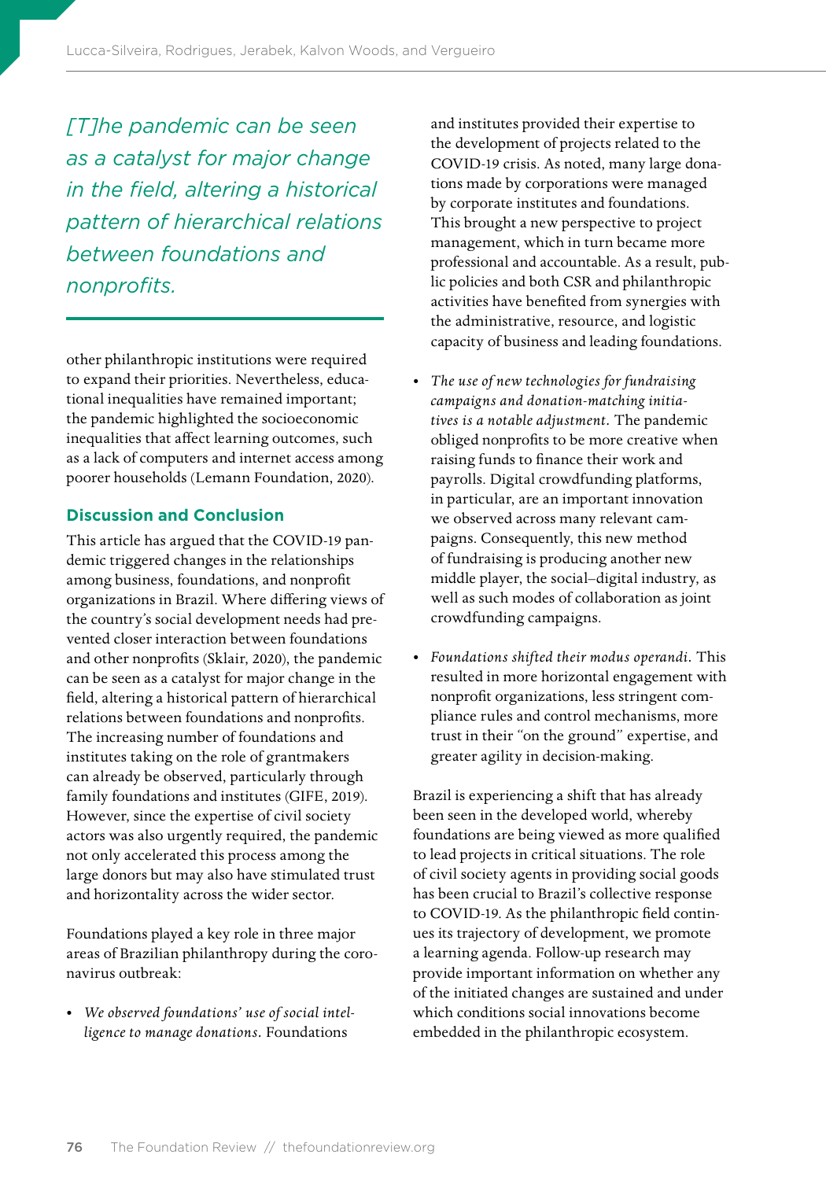*[T]he pandemic can be seen as a catalyst for major change in the field, altering a historical pattern of hierarchical relations between foundations and nonprofits.*

other philanthropic institutions were required to expand their priorities. Nevertheless, educational inequalities have remained important; the pandemic highlighted the socioeconomic inequalities that affect learning outcomes, such as a lack of computers and internet access among poorer households (Lemann Foundation, 2020).

## Discussion and Conclusion

This article has argued that the COVID-19 pandemic triggered changes in the relationships among business, foundations, and nonprofit organizations in Brazil. Where differing views of the country's social development needs had prevented closer interaction between foundations and other nonprofits (Sklair, 2020), the pandemic can be seen as a catalyst for major change in the field, altering a historical pattern of hierarchical relations between foundations and nonprofits. The increasing number of foundations and institutes taking on the role of grantmakers can already be observed, particularly through family foundations and institutes (GIFE, 2019). However, since the expertise of civil society actors was also urgently required, the pandemic not only accelerated this process among the large donors but may also have stimulated trust and horizontality across the wider sector.

Foundations played a key role in three major areas of Brazilian philanthropy during the coronavirus outbreak:

- *We observed foundations' use of social intelligence to manage donations.* Foundations and institutes provided their expertise to the development of projects related to the COVID-19 crisis. As noted, many large donations made by corporations were managed by corporate institutes and foundations. This brought a new perspective to project management, which in turn became more professional and accountable. As a result, public policies and both CSR and philanthropic activities have benefited from synergies with the administrative, resource, and logistic capacity of business and leading foundations.
- *The use of new technologies for fundraising campaigns and donation-matching initiatives is a notable adjustment.* The pandemic obliged nonprofits to be more creative when raising funds to finance their work and payrolls. Digital crowdfunding platforms, in particular, are an important innovation we observed across many relevant campaigns. Consequently, this new method of fundraising is producing another new middle player, the social–digital industry, as well as such modes of collaboration as joint crowdfunding campaigns.
- *Foundations shifted their modus operandi.* This resulted in more horizontal engagement with nonprofit organizations, less stringent compliance rules and control mechanisms, more trust in their "on the ground" expertise, and greater agility in decision-making.

Brazil is experiencing a shift that has already been seen in the developed world, whereby foundations are being viewed as more qualified to lead projects in critical situations. The role of civil society agents in providing social goods has been crucial to Brazil's collective response to COVID-19. As the philanthropic field continues its trajectory of development, we promote a learning agenda. Follow-up research may provide important information on whether any of the initiated changes are sustained and under which conditions social innovations become embedded in the philanthropic ecosystem.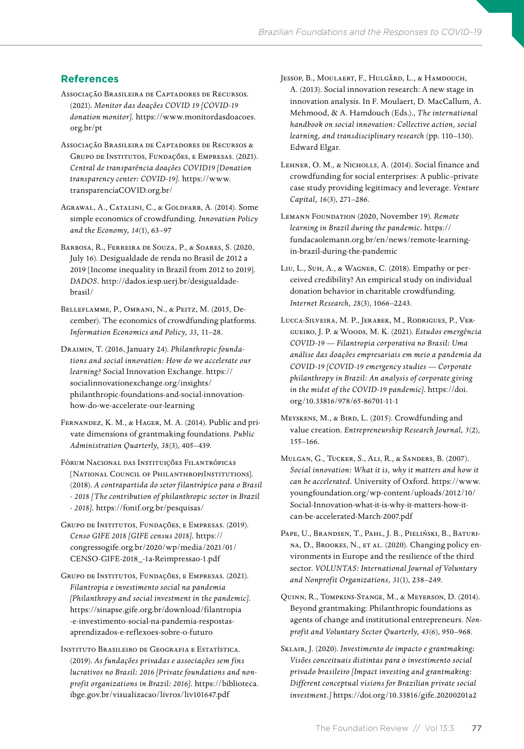## References

Associação Brasileira de Captadores de Recursos. (2021). *Monitor das doações COVID 19 [COVID-19 donation monitor].* https://www.monitordasdoacoes.org.br/pt

Associação Brasileira de Captadores de Recursos & Grupo de Institutos, Fundações, e Empresas. (2021). *Central de transparência doações COVID19 [Donation transparency center: COVID-19].* https://www.transparenciaCOVID.org.br/

Agrawal, A., Catalini, C., & Goldfarb, A. (2014). Some simple economics of crowdfunding. *Innovation Policy and the Economy, 14*(1), 63–97

Barbosa, R., Ferreira de Souza, P., & Soares, S. (2020, July 16). Desigualdade de renda no Brasil de 2012 a 2019 [Income inequality in Brazil from 2012 to 2019]. *DADOS*. http://dados.iesp.uerj.br/desigualdade-brasil/

Belleflamme, P., Omrani, N., & Peitz, M. (2015, December). The economics of crowdfunding platforms. *Information Economics and Policy, 33,* 11–28.

Draimin, T. (2016, January 24). *Philanthropic foundations and social innovation: How do we accelerate our learning?* Social Innovation Exchange. https://socialinnovationexchange.org/insights/philanthropic-foundations-and-social-innovation-how-do-we-accelerate-our-learning

Fernandez, K. M., & Hager, M. A. (2014). Public and private dimensions of grantmaking foundations. *Public Administration Quarterly, 38*(3), 405–439.

Fórum Nacional das Instituições Filantrópicas [National Council of PhilanthropiInstitutions]. (2018). *A contrapartida do setor filantrópico para o Brasil - 2018 [The contribution of philanthropic sector in Brazil - 2018].* https://fonif.org.br/pesquisas/

Grupo de Institutos, Fundações, e Empresas. (2019). *Censo GIFE 2018 [GIFE census 2018].* https://congressogife.org.br/2020/wp/media/2021/01/CENSO-GIFE-2018_-1a-Reimpressao-1.pdf

Grupo de Institutos, Fundações, e Empresas. (2021). *Filantropia e investimento social na pandemia [Philanthropy and social investment in the pandemic].* https://sinapse.gife.org.br/download/filantropia-e-investimento-social-na-pandemia-respostas-aprendizados-e-reflexoes-sobre-o-futuro

Instituto Brasileiro de Geografia e Estatística. (2019). *As fundações privadas e associações sem fins lucrativos no Brasil: 2016 [Private foundations and nonprofit organizations in Brazil: 2016].* https://biblioteca.ibge.gov.br/visualizacao/livros/liv101647.pdf

Jessop, B., Moulaert, F., Hulgård, L., & Hamdouch, A. (2013). Social innovation research: A new stage in innovation analysis. In F. Moulaert, D. MacCallum, A. Mehmood, & A. Hamdouch (Eds.), *The international handbook on social innovation: Collective action, social learning, and transdisciplinary research* (pp. 110–130). Edward Elgar.

Lehner, O. M., & Nicholls, A. (2014). Social finance and crowdfunding for social enterprises: A public–private case study providing legitimacy and leverage. *Venture Capital, 16*(3), 271–286.

Lemann Foundation (2020, November 19). *Remote learning in Brazil during the pandemic.* https://fundacaolemann.org.br/en/news/remote-learning-in-brazil-during-the-pandemic

Liu, L., Suh, A., & Wagner, C. (2018). Empathy or perceived credibility? An empirical study on individual donation behavior in charitable crowdfunding. *Internet Research, 28*(3), 1066–2243.

Lucca-Silveira, M. P., Jerabek, M., Rodrigues, P., Vergueiro, J. P. & Woods, M. K. (2021). *Estudos emergência COVID-19 — Filantropia corporativa no Brasil: Uma análise das doações empresariais em meio a pandemia da COVID-19 [COVID-19 emergency studies — Corporate philanthropy in Brazil: An analysis of corporate giving in the midst of the COVID-19 pandemic].* https://doi.org/10.33816/978/65-86701-11-1

Meyskens, M., & Bird, L. (2015). Crowdfunding and value creation. *Entrepreneurship Research Journal, 5*(2), 155–166.

Mulgan, G., Tucker, S., Ali, R., & Sanders, B. (2007). *Social innovation: What it is, why it matters and how it can be accelerated.* University of Oxford. https://www.youngfoundation.org/wp-content/uploads/2012/10/Social-Innovation-what-it-is-why-it-matters-how-it-can-be-accelerated-March-2007.pdf

Pape, U., Brandsen, T., Pahl, J. B., Pieliński, B., Baturina, D., Brookes, N., et al. (2020). Changing policy environments in Europe and the resilience of the third sector. *VOLUNTAS: International Journal of Voluntary and Nonprofit Organizations, 31*(1), 238–249.

Quinn, R., Tompkins-Stange, M., & Meyerson, D. (2014). Beyond grantmaking: Philanthropic foundations as agents of change and institutional entrepreneurs. *Nonprofit and Voluntary Sector Quarterly, 43*(6), 950–968.

Sklair, J. (2020). *Investimento de impacto e grantmaking: Visões conceituais distintas para o investimento social privado brasileiro [Impact investing and grantmaking: Different conceptual visions for Brazilian private social investment.]* https://doi.org/10.33816/gife.20200201a2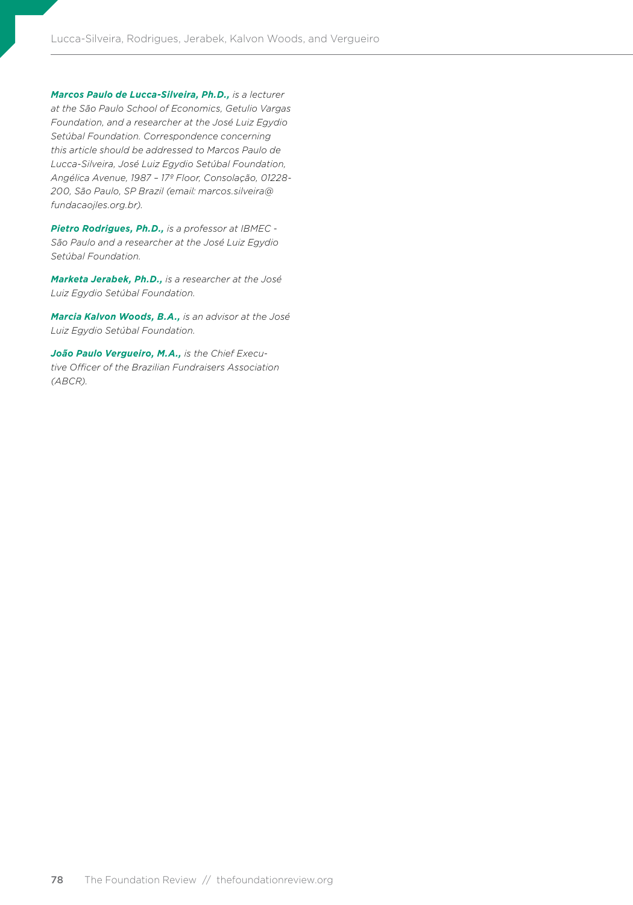***Marcos Paulo de Lucca-Silveira, Ph.D.,*** *is a lecturer at the São Paulo School of Economics, Getulio Vargas Foundation, and a researcher at the José Luiz Egydio Setúbal Foundation. Correspondence concerning this article should be addressed to Marcos Paulo de Lucca-Silveira, José Luiz Egydio Setúbal Foundation, Angélica Avenue, 1987 – 17º Floor, Consolação, 01228-200, São Paulo, SP Brazil (email: marcos.silveira@fundacaojles.org.br).*

***Pietro Rodrigues, Ph.D.,*** *is a professor at IBMEC - São Paulo and a researcher at the José Luiz Egydio Setúbal Foundation.*

***Marketa Jerabek, Ph.D.,*** *is a researcher at the José Luiz Egydio Setúbal Foundation.*

***Marcia Kalvon Woods, B.A.,*** *is an advisor at the José Luiz Egydio Setúbal Foundation.*

***João Paulo Vergueiro, M.A.,*** *is the Chief Executive Officer of the Brazilian Fundraisers Association (ABCR).*